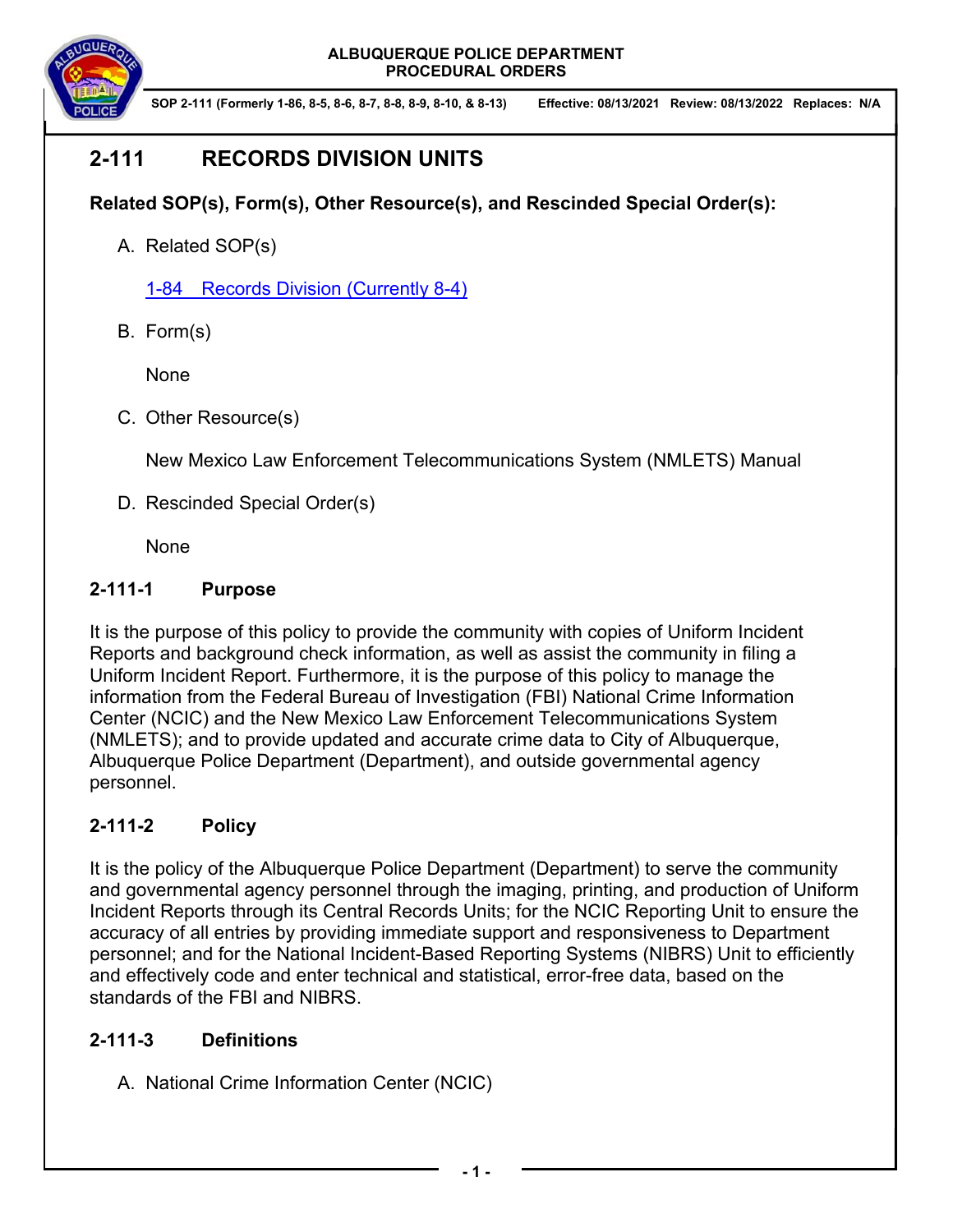ALBUQUERQUE POLICE DEPARTMENT
PROCEDURAL ORDERS

SOP 2-111 (Formerly 1-86, 8-5, 8-6, 8-7, 8-8, 8-9, 8-10, & 8-13) Effective: 08/13/2021 Review: 08/13/2022 Replaces: N/A

# 2-111 RECORDS DIVISION UNITS

**Related SOP(s), Form(s), Other Resource(s), and Rescinded Special Order(s):**

A. Related SOP(s)

   1-84 Records Division (Currently 8-4)

B. Form(s)

   None

C. Other Resource(s)

   New Mexico Law Enforcement Telecommunications System (NMLETS) Manual

D. Rescinded Special Order(s)

   None

## 2-111-1 Purpose

It is the purpose of this policy to provide the community with copies of Uniform Incident Reports and background check information, as well as assist the community in filing a Uniform Incident Report. Furthermore, it is the purpose of this policy to manage the information from the Federal Bureau of Investigation (FBI) National Crime Information Center (NCIC) and the New Mexico Law Enforcement Telecommunications System (NMLETS); and to provide updated and accurate crime data to City of Albuquerque, Albuquerque Police Department (Department), and outside governmental agency personnel.

## 2-111-2 Policy

It is the policy of the Albuquerque Police Department (Department) to serve the community and governmental agency personnel through the imaging, printing, and production of Uniform Incident Reports through its Central Records Units; for the NCIC Reporting Unit to ensure the accuracy of all entries by providing immediate support and responsiveness to Department personnel; and for the National Incident-Based Reporting Systems (NIBRS) Unit to efficiently and effectively code and enter technical and statistical, error-free data, based on the standards of the FBI and NIBRS.

## 2-111-3 Definitions

A. National Crime Information Center (NCIC)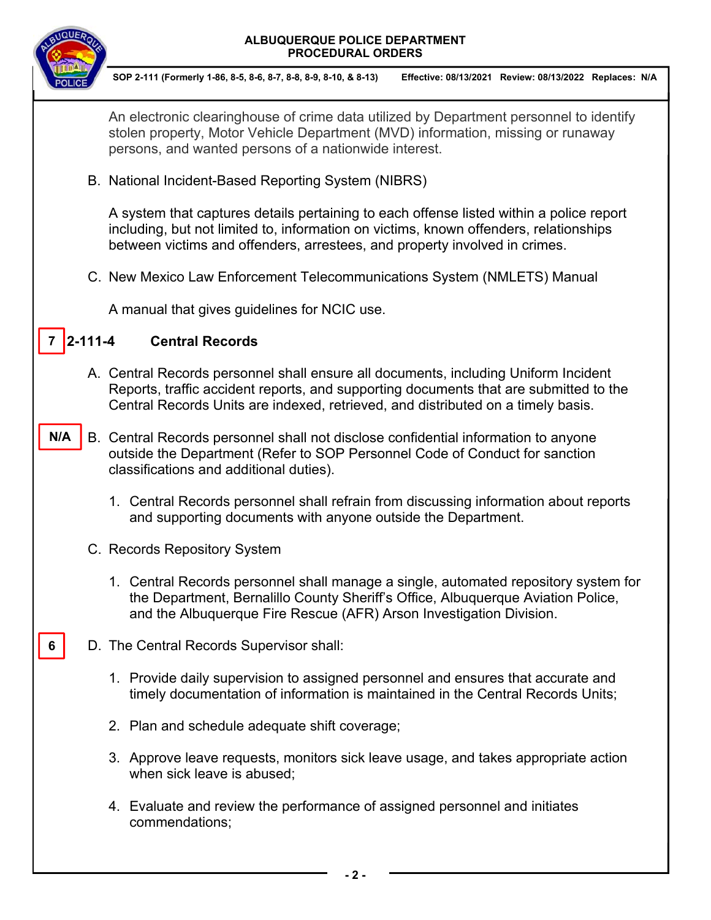An electronic clearinghouse of crime data utilized by Department personnel to identify stolen property, Motor Vehicle Department (MVD) information, missing or runaway persons, and wanted persons of a nationwide interest.

B. National Incident-Based Reporting System (NIBRS)

A system that captures details pertaining to each offense listed within a police report including, but not limited to, information on victims, known offenders, relationships between victims and offenders, arrestees, and property involved in crimes.

C. New Mexico Law Enforcement Telecommunications System (NMLETS) Manual

A manual that gives guidelines for NCIC use.

## 7 2-111-4 Central Records

A. Central Records personnel shall ensure all documents, including Uniform Incident Reports, traffic accident reports, and supporting documents that are submitted to the Central Records Units are indexed, retrieved, and distributed on a timely basis.

N/A

B. Central Records personnel shall not disclose confidential information to anyone outside the Department (Refer to SOP Personnel Code of Conduct for sanction classifications and additional duties).

1. Central Records personnel shall refrain from discussing information about reports and supporting documents with anyone outside the Department.

C. Records Repository System

1. Central Records personnel shall manage a single, automated repository system for the Department, Bernalillo County Sheriff's Office, Albuquerque Aviation Police, and the Albuquerque Fire Rescue (AFR) Arson Investigation Division.

6

D. The Central Records Supervisor shall:

1. Provide daily supervision to assigned personnel and ensures that accurate and timely documentation of information is maintained in the Central Records Units;
2. Plan and schedule adequate shift coverage;
3. Approve leave requests, monitors sick leave usage, and takes appropriate action when sick leave is abused;
4. Evaluate and review the performance of assigned personnel and initiates commendations;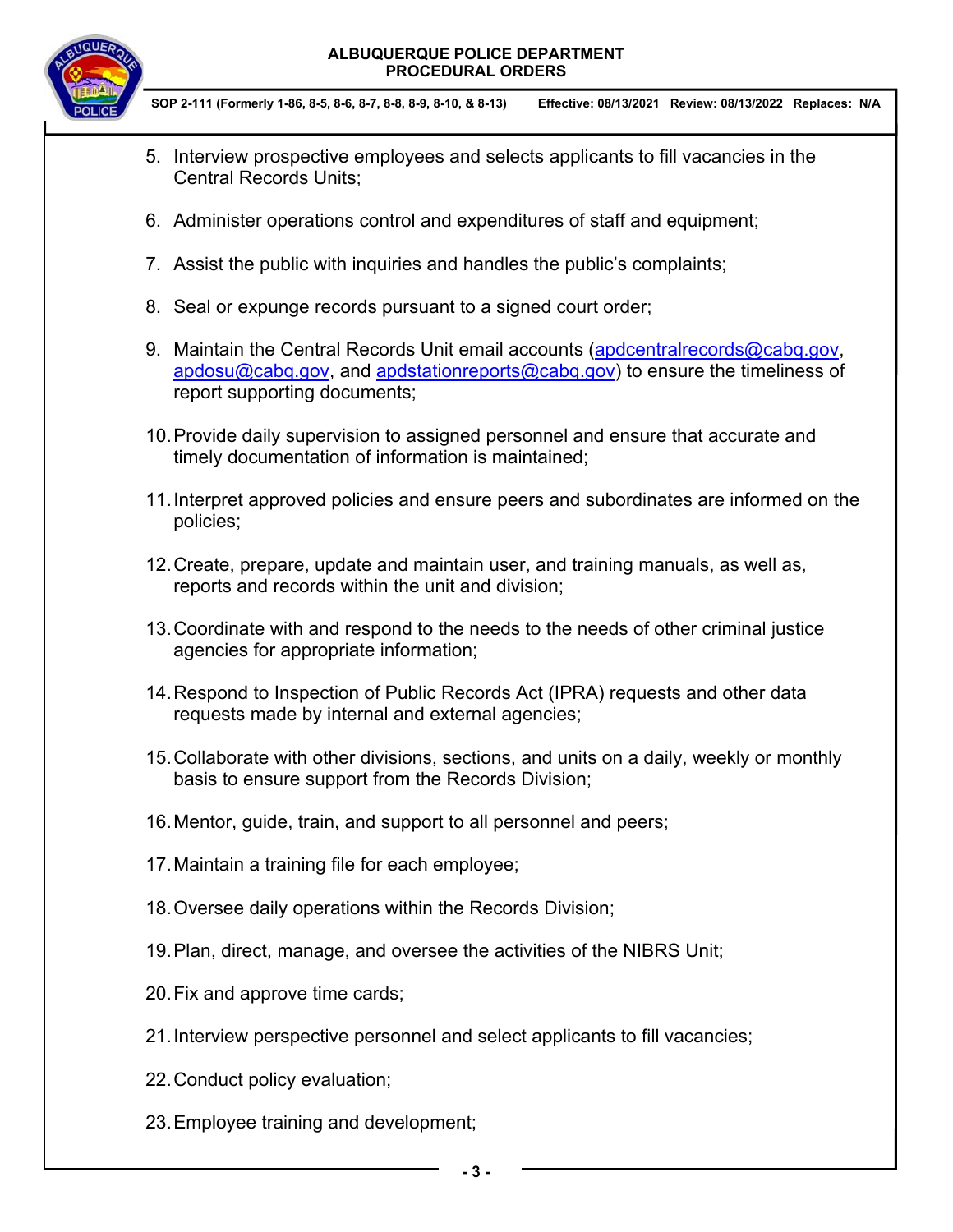5. Interview prospective employees and selects applicants to fill vacancies in the Central Records Units;

6. Administer operations control and expenditures of staff and equipment;

7. Assist the public with inquiries and handles the public's complaints;

8. Seal or expunge records pursuant to a signed court order;

9. Maintain the Central Records Unit email accounts (apdcentralrecords@cabq.gov, apdosu@cabq.gov, and apdstationreports@cabq.gov) to ensure the timeliness of report supporting documents;

10. Provide daily supervision to assigned personnel and ensure that accurate and timely documentation of information is maintained;

11. Interpret approved policies and ensure peers and subordinates are informed on the policies;

12. Create, prepare, update and maintain user, and training manuals, as well as, reports and records within the unit and division;

13. Coordinate with and respond to the needs to the needs of other criminal justice agencies for appropriate information;

14. Respond to Inspection of Public Records Act (IPRA) requests and other data requests made by internal and external agencies;

15. Collaborate with other divisions, sections, and units on a daily, weekly or monthly basis to ensure support from the Records Division;

16. Mentor, guide, train, and support to all personnel and peers;

17. Maintain a training file for each employee;

18. Oversee daily operations within the Records Division;

19. Plan, direct, manage, and oversee the activities of the NIBRS Unit;

20. Fix and approve time cards;

21. Interview perspective personnel and select applicants to fill vacancies;

22. Conduct policy evaluation;

23. Employee training and development;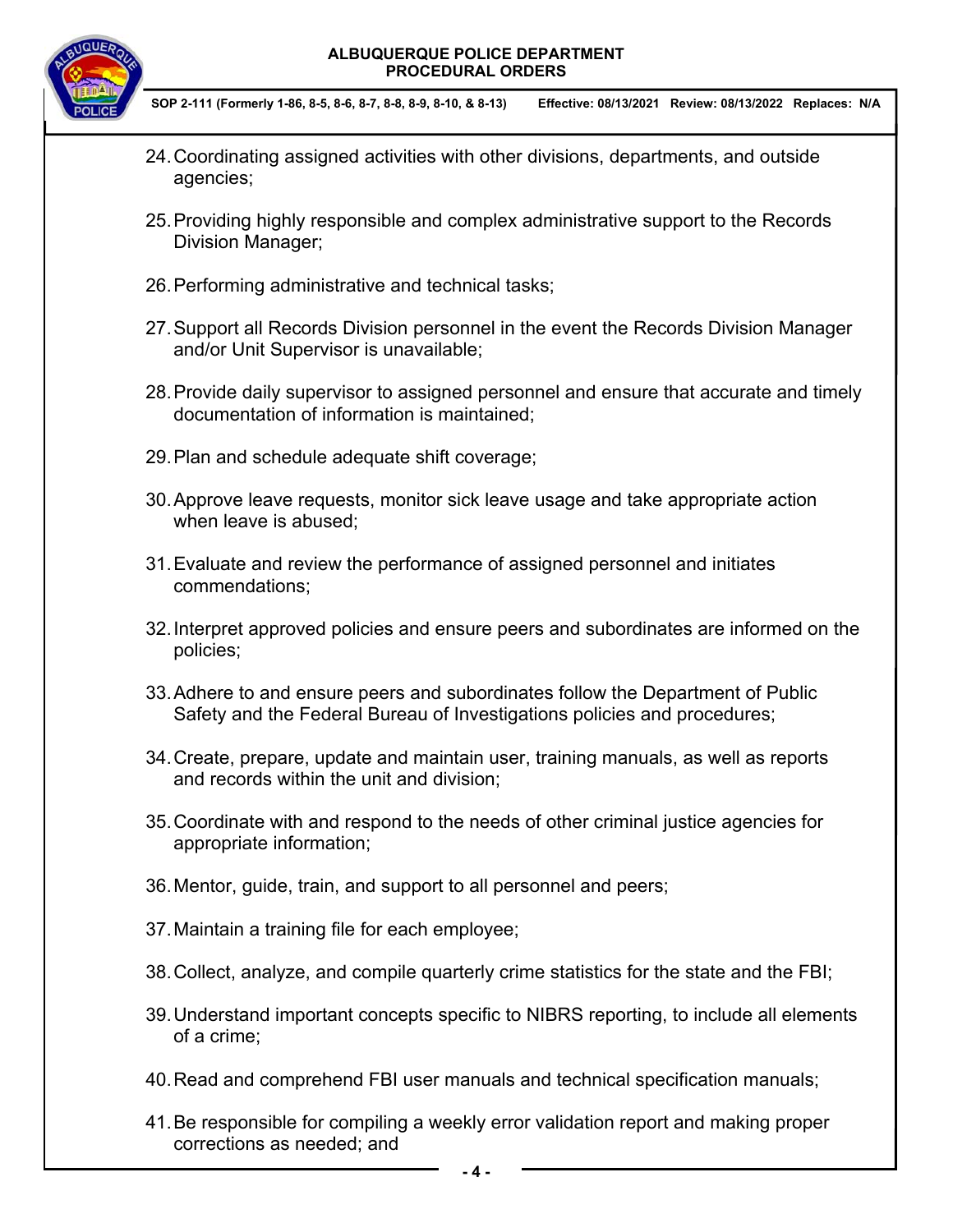24. Coordinating assigned activities with other divisions, departments, and outside agencies;

25. Providing highly responsible and complex administrative support to the Records Division Manager;

26. Performing administrative and technical tasks;

27. Support all Records Division personnel in the event the Records Division Manager and/or Unit Supervisor is unavailable;

28. Provide daily supervisor to assigned personnel and ensure that accurate and timely documentation of information is maintained;

29. Plan and schedule adequate shift coverage;

30. Approve leave requests, monitor sick leave usage and take appropriate action when leave is abused;

31. Evaluate and review the performance of assigned personnel and initiates commendations;

32. Interpret approved policies and ensure peers and subordinates are informed on the policies;

33. Adhere to and ensure peers and subordinates follow the Department of Public Safety and the Federal Bureau of Investigations policies and procedures;

34. Create, prepare, update and maintain user, training manuals, as well as reports and records within the unit and division;

35. Coordinate with and respond to the needs of other criminal justice agencies for appropriate information;

36. Mentor, guide, train, and support to all personnel and peers;

37. Maintain a training file for each employee;

38. Collect, analyze, and compile quarterly crime statistics for the state and the FBI;

39. Understand important concepts specific to NIBRS reporting, to include all elements of a crime;

40. Read and comprehend FBI user manuals and technical specification manuals;

41. Be responsible for compiling a weekly error validation report and making proper corrections as needed; and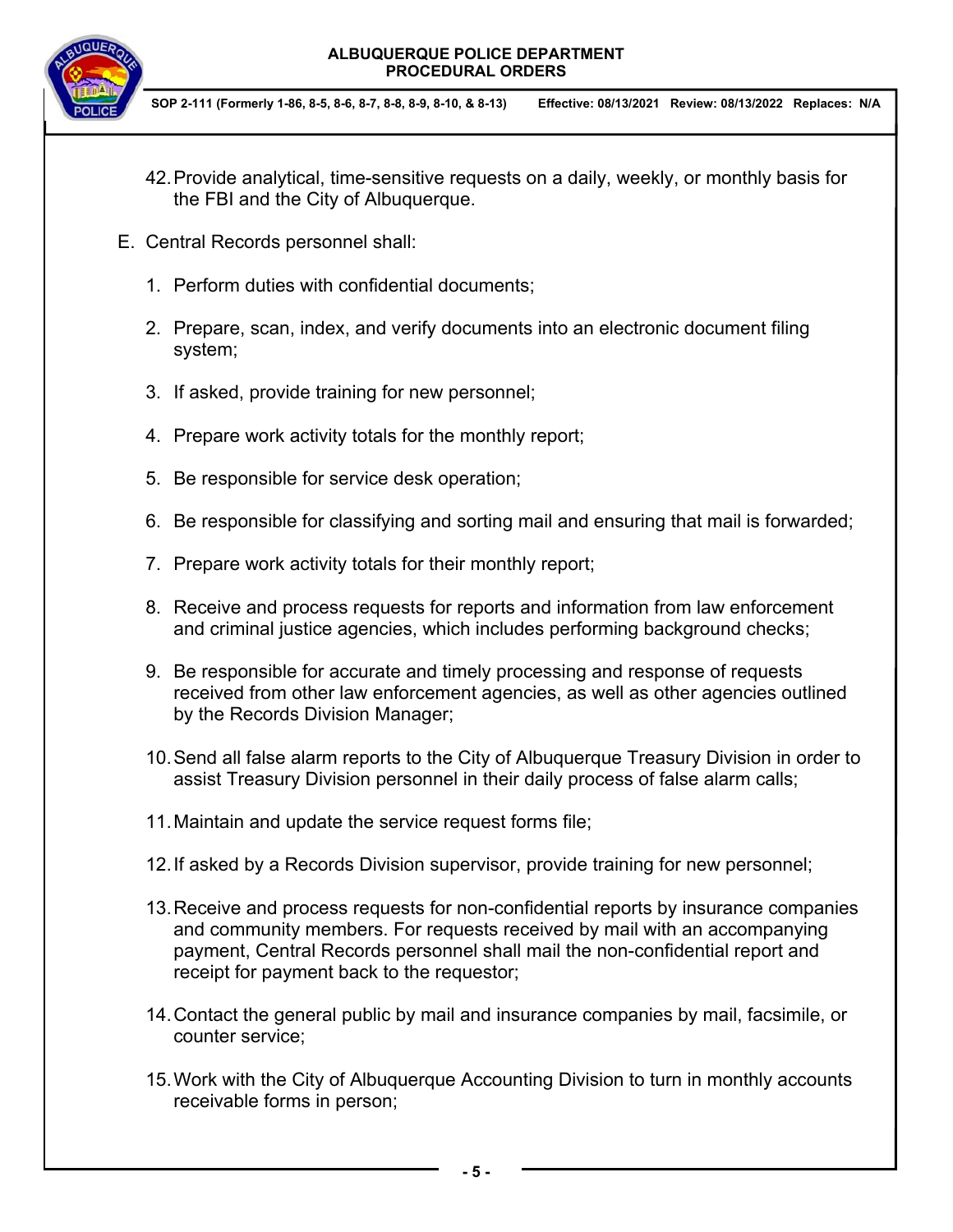42. Provide analytical, time-sensitive requests on a daily, weekly, or monthly basis for the FBI and the City of Albuquerque.

E. Central Records personnel shall:

1. Perform duties with confidential documents;

2. Prepare, scan, index, and verify documents into an electronic document filing system;

3. If asked, provide training for new personnel;

4. Prepare work activity totals for the monthly report;

5. Be responsible for service desk operation;

6. Be responsible for classifying and sorting mail and ensuring that mail is forwarded;

7. Prepare work activity totals for their monthly report;

8. Receive and process requests for reports and information from law enforcement and criminal justice agencies, which includes performing background checks;

9. Be responsible for accurate and timely processing and response of requests received from other law enforcement agencies, as well as other agencies outlined by the Records Division Manager;

10. Send all false alarm reports to the City of Albuquerque Treasury Division in order to assist Treasury Division personnel in their daily process of false alarm calls;

11. Maintain and update the service request forms file;

12. If asked by a Records Division supervisor, provide training for new personnel;

13. Receive and process requests for non-confidential reports by insurance companies and community members. For requests received by mail with an accompanying payment, Central Records personnel shall mail the non-confidential report and receipt for payment back to the requestor;

14. Contact the general public by mail and insurance companies by mail, facsimile, or counter service;

15. Work with the City of Albuquerque Accounting Division to turn in monthly accounts receivable forms in person;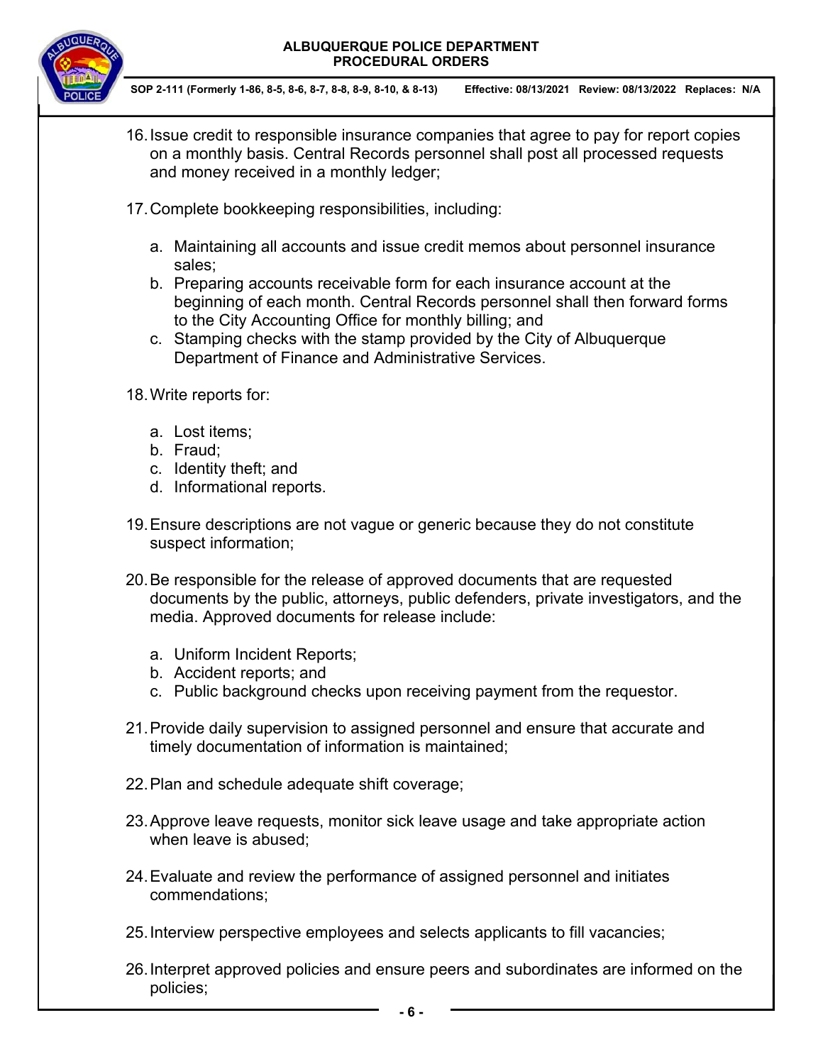16. Issue credit to responsible insurance companies that agree to pay for report copies on a monthly basis. Central Records personnel shall post all processed requests and money received in a monthly ledger;

17. Complete bookkeeping responsibilities, including:

    a. Maintaining all accounts and issue credit memos about personnel insurance sales;
    b. Preparing accounts receivable form for each insurance account at the beginning of each month. Central Records personnel shall then forward forms to the City Accounting Office for monthly billing; and
    c. Stamping checks with the stamp provided by the City of Albuquerque Department of Finance and Administrative Services.

18. Write reports for:

    a. Lost items;
    b. Fraud;
    c. Identity theft; and
    d. Informational reports.

19. Ensure descriptions are not vague or generic because they do not constitute suspect information;

20. Be responsible for the release of approved documents that are requested documents by the public, attorneys, public defenders, private investigators, and the media. Approved documents for release include:

    a. Uniform Incident Reports;
    b. Accident reports; and
    c. Public background checks upon receiving payment from the requestor.

21. Provide daily supervision to assigned personnel and ensure that accurate and timely documentation of information is maintained;

22. Plan and schedule adequate shift coverage;

23. Approve leave requests, monitor sick leave usage and take appropriate action when leave is abused;

24. Evaluate and review the performance of assigned personnel and initiates commendations;

25. Interview perspective employees and selects applicants to fill vacancies;

26. Interpret approved policies and ensure peers and subordinates are informed on the policies;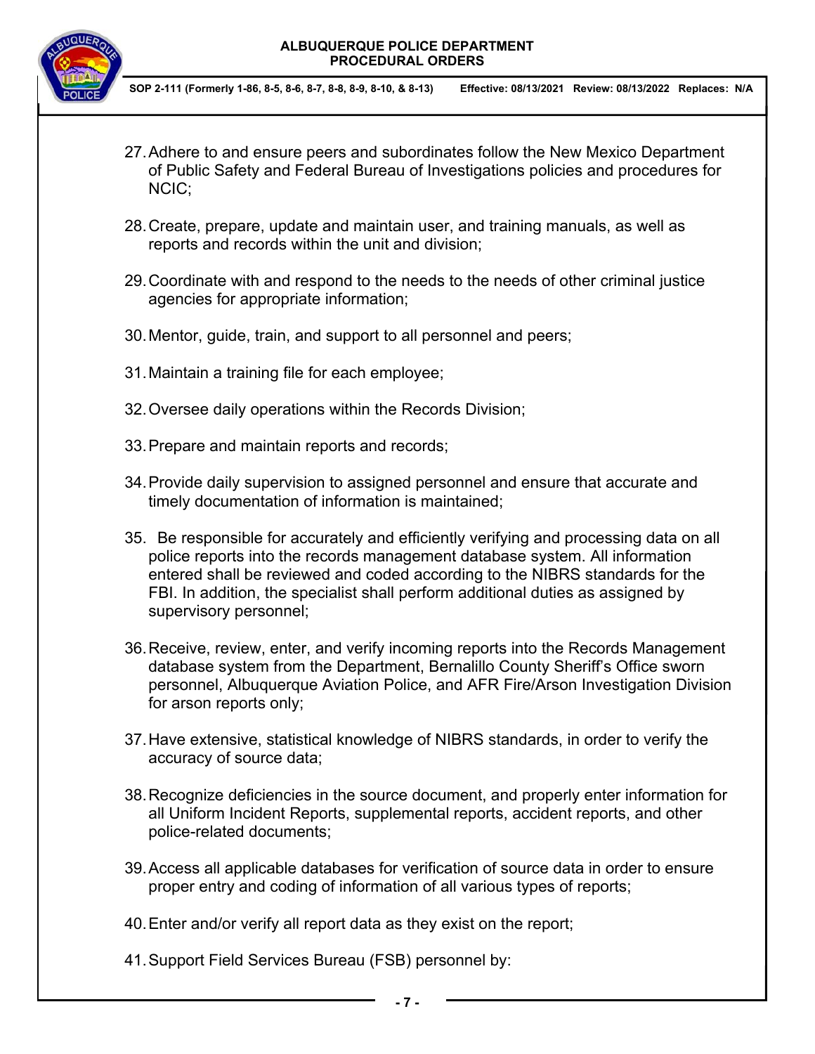27. Adhere to and ensure peers and subordinates follow the New Mexico Department of Public Safety and Federal Bureau of Investigations policies and procedures for NCIC;

28. Create, prepare, update and maintain user, and training manuals, as well as reports and records within the unit and division;

29. Coordinate with and respond to the needs to the needs of other criminal justice agencies for appropriate information;

30. Mentor, guide, train, and support to all personnel and peers;

31. Maintain a training file for each employee;

32. Oversee daily operations within the Records Division;

33. Prepare and maintain reports and records;

34. Provide daily supervision to assigned personnel and ensure that accurate and timely documentation of information is maintained;

35. Be responsible for accurately and efficiently verifying and processing data on all police reports into the records management database system. All information entered shall be reviewed and coded according to the NIBRS standards for the FBI. In addition, the specialist shall perform additional duties as assigned by supervisory personnel;

36. Receive, review, enter, and verify incoming reports into the Records Management database system from the Department, Bernalillo County Sheriff's Office sworn personnel, Albuquerque Aviation Police, and AFR Fire/Arson Investigation Division for arson reports only;

37. Have extensive, statistical knowledge of NIBRS standards, in order to verify the accuracy of source data;

38. Recognize deficiencies in the source document, and properly enter information for all Uniform Incident Reports, supplemental reports, accident reports, and other police-related documents;

39. Access all applicable databases for verification of source data in order to ensure proper entry and coding of information of all various types of reports;

40. Enter and/or verify all report data as they exist on the report;

41. Support Field Services Bureau (FSB) personnel by: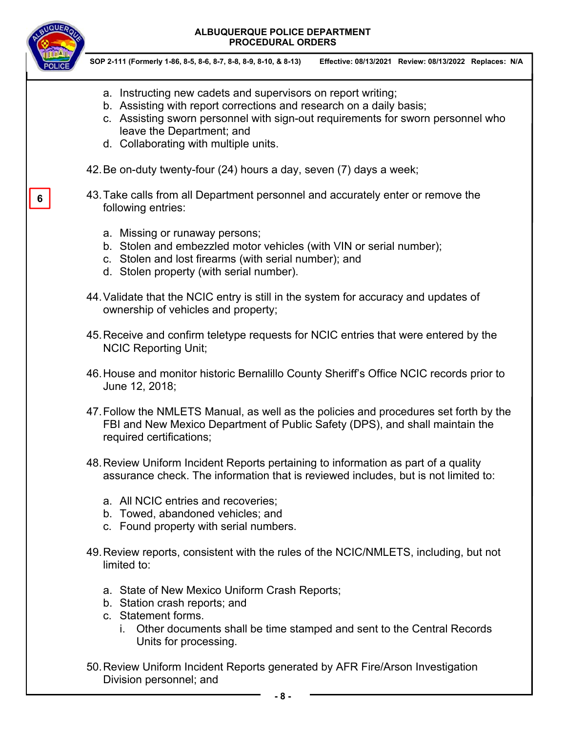a. Instructing new cadets and supervisors on report writing;
b. Assisting with report corrections and research on a daily basis;
c. Assisting sworn personnel with sign-out requirements for sworn personnel who leave the Department; and
d. Collaborating with multiple units.

42. Be on-duty twenty-four (24) hours a day, seven (7) days a week;

6

43. Take calls from all Department personnel and accurately enter or remove the following entries:

    a. Missing or runaway persons;
    b. Stolen and embezzled motor vehicles (with VIN or serial number);
    c. Stolen and lost firearms (with serial number); and
    d. Stolen property (with serial number).

44. Validate that the NCIC entry is still in the system for accuracy and updates of ownership of vehicles and property;

45. Receive and confirm teletype requests for NCIC entries that were entered by the NCIC Reporting Unit;

46. House and monitor historic Bernalillo County Sheriff's Office NCIC records prior to June 12, 2018;

47. Follow the NMLETS Manual, as well as the policies and procedures set forth by the FBI and New Mexico Department of Public Safety (DPS), and shall maintain the required certifications;

48. Review Uniform Incident Reports pertaining to information as part of a quality assurance check. The information that is reviewed includes, but is not limited to:

    a. All NCIC entries and recoveries;
    b. Towed, abandoned vehicles; and
    c. Found property with serial numbers.

49. Review reports, consistent with the rules of the NCIC/NMLETS, including, but not limited to:

    a. State of New Mexico Uniform Crash Reports;
    b. Station crash reports; and
    c. Statement forms.
        i. Other documents shall be time stamped and sent to the Central Records Units for processing.

50. Review Uniform Incident Reports generated by AFR Fire/Arson Investigation Division personnel; and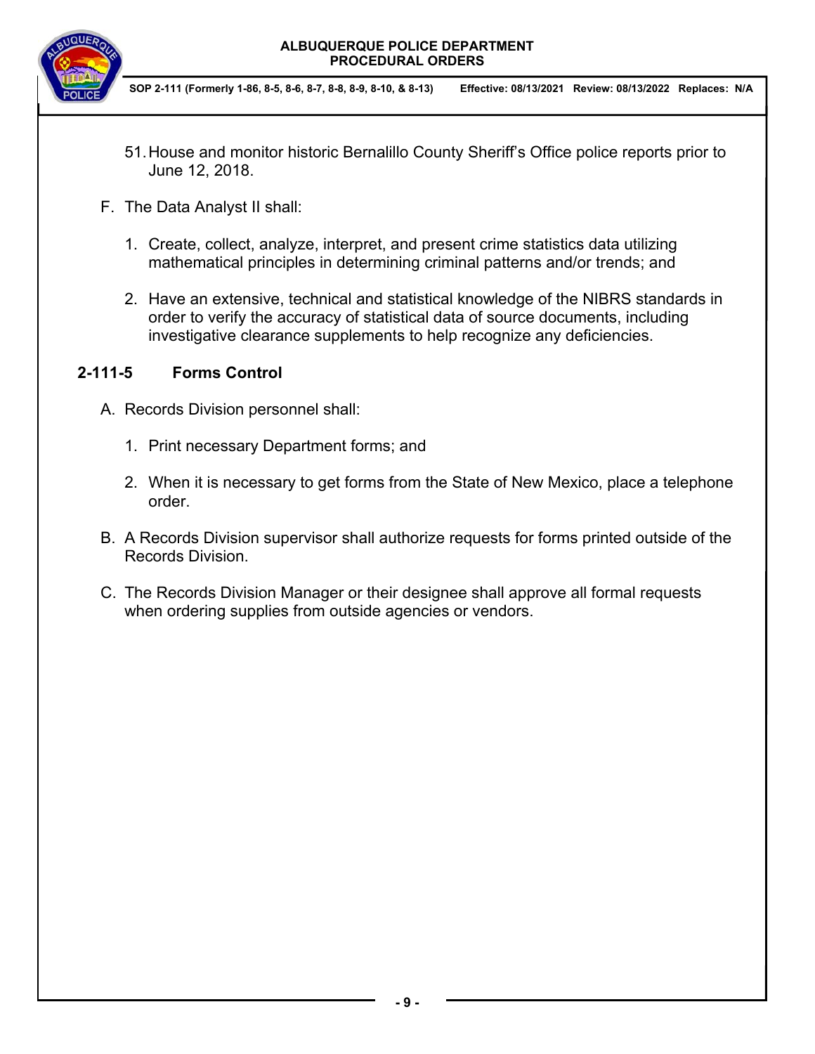51. House and monitor historic Bernalillo County Sheriff's Office police reports prior to June 12, 2018.

F. The Data Analyst II shall:

1. Create, collect, analyze, interpret, and present crime statistics data utilizing mathematical principles in determining criminal patterns and/or trends; and

2. Have an extensive, technical and statistical knowledge of the NIBRS standards in order to verify the accuracy of statistical data of source documents, including investigative clearance supplements to help recognize any deficiencies.

## 2-111-5 Forms Control

A. Records Division personnel shall:

1. Print necessary Department forms; and

2. When it is necessary to get forms from the State of New Mexico, place a telephone order.

B. A Records Division supervisor shall authorize requests for forms printed outside of the Records Division.

C. The Records Division Manager or their designee shall approve all formal requests when ordering supplies from outside agencies or vendors.